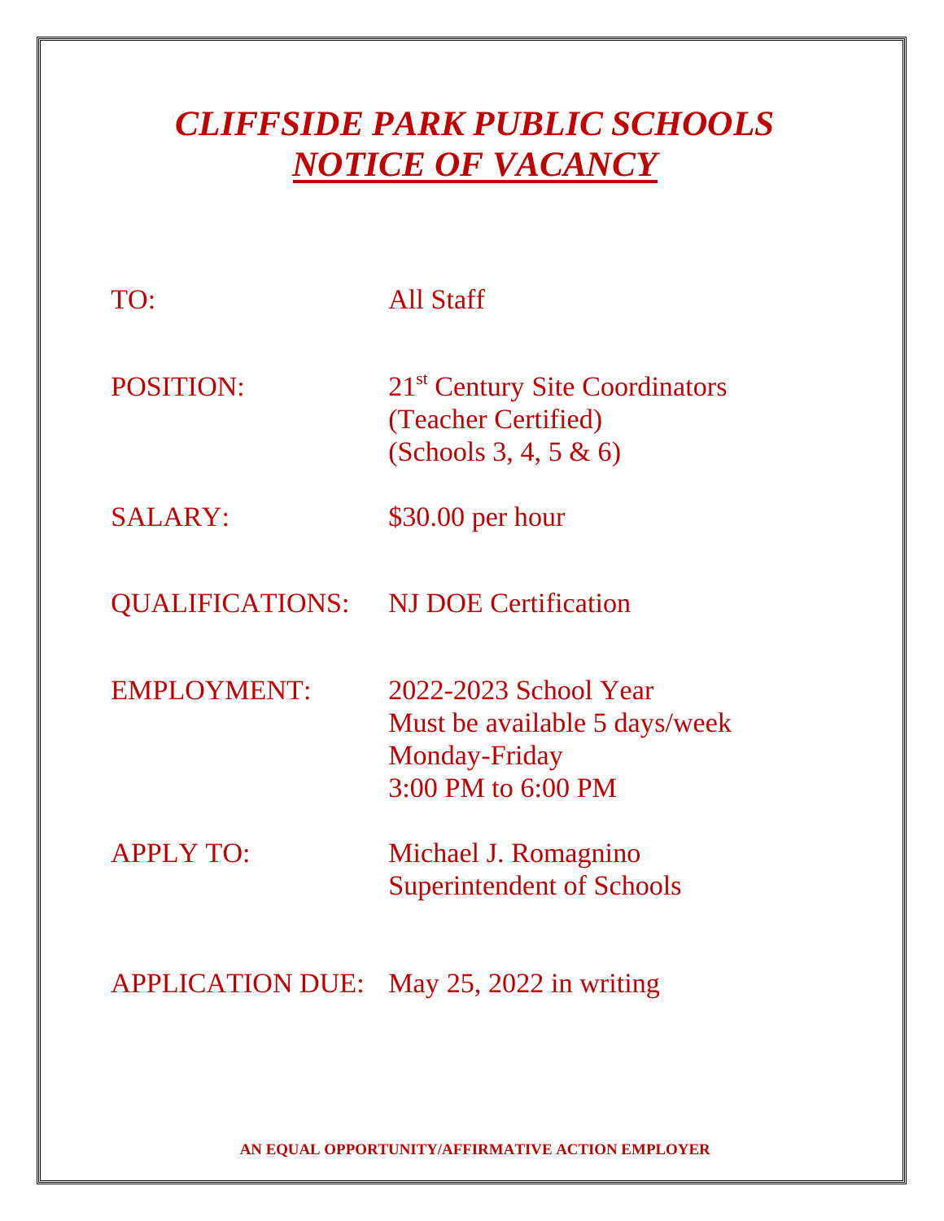# *CLIFFSIDE PARK PUBLIC SCHOOLS*

## ***NOTICE OF VACANCY***

TO: All Staff

POSITION: 21st Century Site Coordinators
(Teacher Certified)
(Schools 3, 4, 5 & 6)

SALARY: $30.00 per hour

QUALIFICATIONS: NJ DOE Certification

EMPLOYMENT: 2022-2023 School Year
Must be available 5 days/week
Monday-Friday
3:00 PM to 6:00 PM

APPLY TO: Michael J. Romagnino
Superintendent of Schools

APPLICATION DUE: May 25, 2022 in writing

**AN EQUAL OPPORTUNITY/AFFIRMATIVE ACTION EMPLOYER**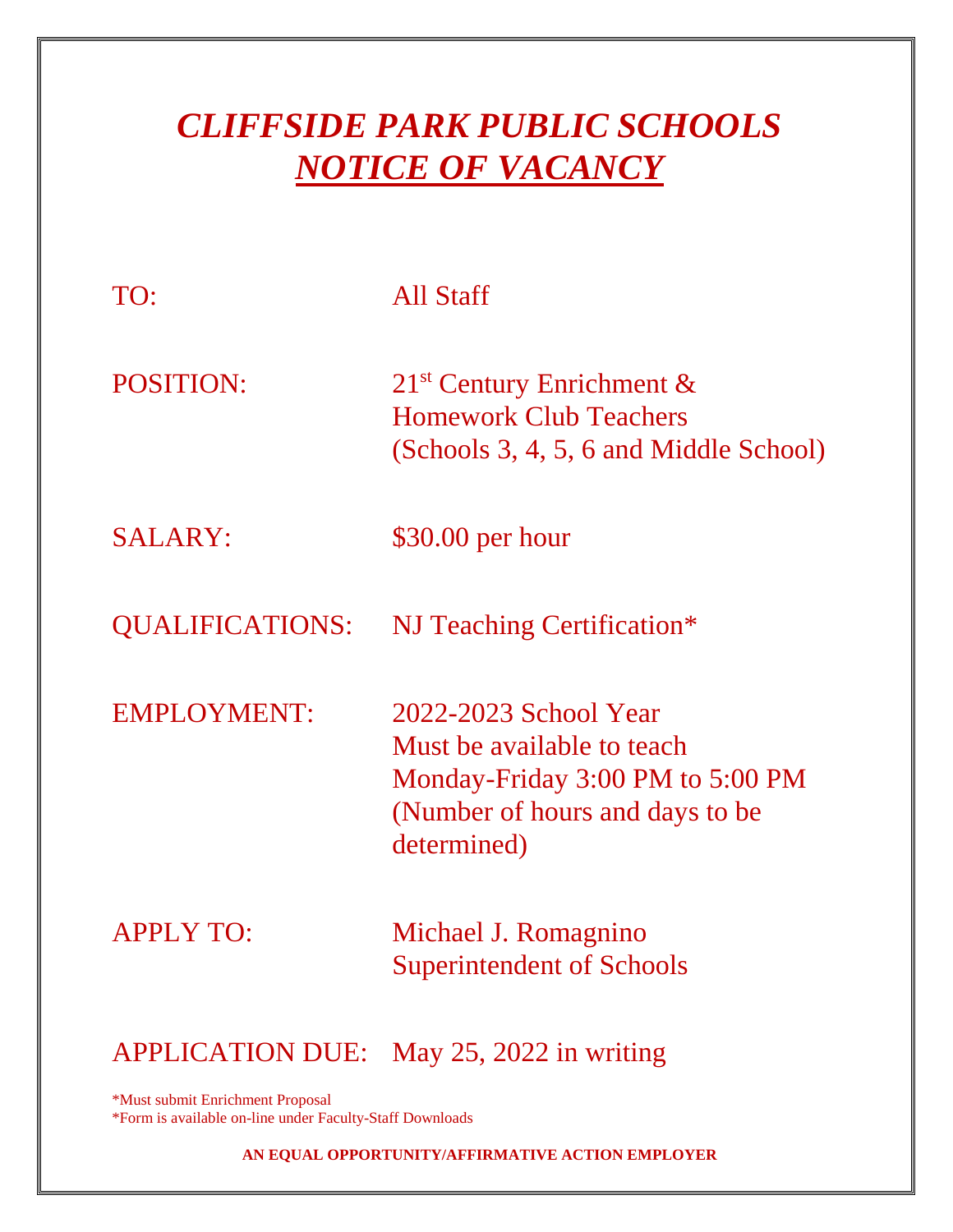# *CLIFFSIDE PARK PUBLIC SCHOOLS*
# ***NOTICE OF VACANCY***

TO: All Staff

POSITION: 21st Century Enrichment & Homework Club Teachers (Schools 3, 4, 5, 6 and Middle School)

SALARY: $30.00 per hour

QUALIFICATIONS: NJ Teaching Certification*

EMPLOYMENT: 2022-2023 School Year
Must be available to teach
Monday-Friday 3:00 PM to 5:00 PM
(Number of hours and days to be determined)

APPLY TO: Michael J. Romagnino
Superintendent of Schools

APPLICATION DUE: May 25, 2022 in writing

*Must submit Enrichment Proposal
*Form is available on-line under Faculty-Staff Downloads

**AN EQUAL OPPORTUNITY/AFFIRMATIVE ACTION EMPLOYER**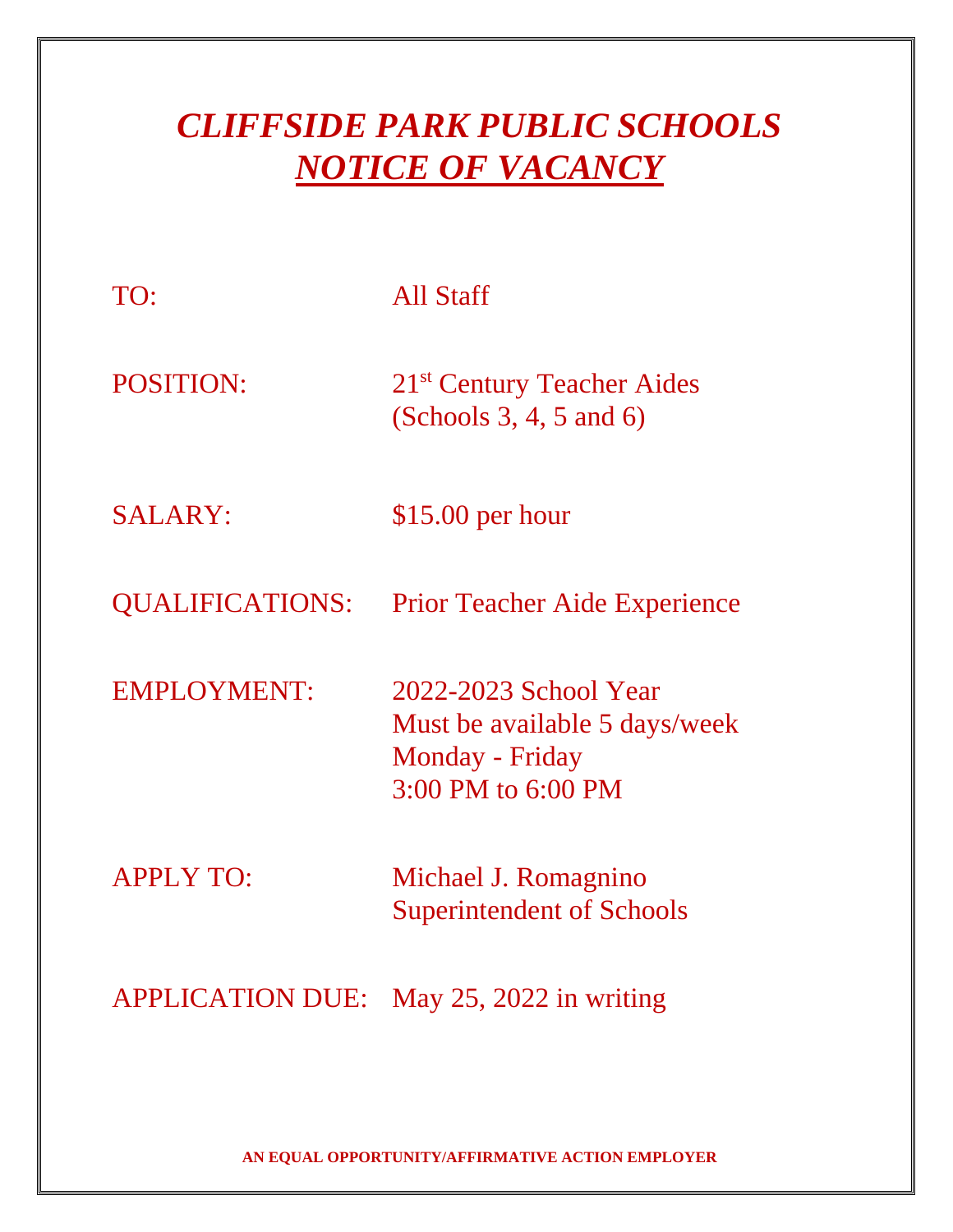# *CLIFFSIDE PARK PUBLIC SCHOOLS*
## *NOTICE OF VACANCY*

TO: All Staff

POSITION: 21st Century Teacher Aides (Schools 3, 4, 5 and 6)

SALARY: $15.00 per hour

QUALIFICATIONS: Prior Teacher Aide Experience

EMPLOYMENT: 2022-2023 School Year
Must be available 5 days/week
Monday - Friday
3:00 PM to 6:00 PM

APPLY TO: Michael J. Romagnino
Superintendent of Schools

APPLICATION DUE: May 25, 2022 in writing

**AN EQUAL OPPORTUNITY/AFFIRMATIVE ACTION EMPLOYER**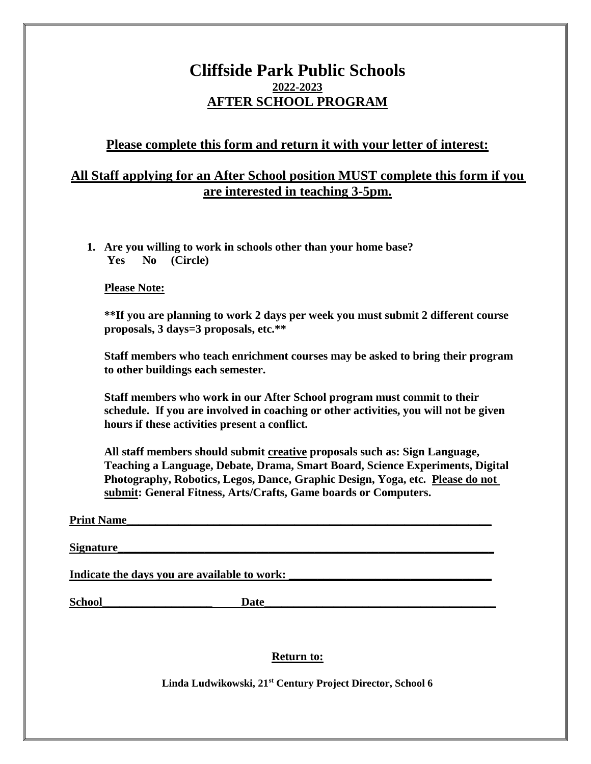# Cliffside Park Public Schools

**2022-2023**

**AFTER SCHOOL PROGRAM**

**Please complete this form and return it with your letter of interest:**

**All Staff applying for an After School position MUST complete this form if you are interested in teaching 3-5pm.**

1. **Are you willing to work in schools other than your home base?**
   **Yes No (Circle)**

   **Please Note:**

   **\*\*If you are planning to work 2 days per week you must submit 2 different course proposals, 3 days=3 proposals, etc.\*\***

   **Staff members who teach enrichment courses may be asked to bring their program to other buildings each semester.**

   **Staff members who work in our After School program must commit to their schedule. If you are involved in coaching or other activities, you will not be given hours if these activities present a conflict.**

   **All staff members should submit creative proposals such as: Sign Language, Teaching a Language, Debate, Drama, Smart Board, Science Experiments, Digital Photography, Robotics, Legos, Dance, Graphic Design, Yoga, etc. Please do not submit: General Fitness, Arts/Crafts, Game boards or Computers.**

**Print Name**\_\_\_\_\_\_\_\_\_\_\_\_\_\_\_\_\_\_\_\_\_\_\_\_\_\_\_\_\_\_\_\_\_\_\_\_\_\_\_\_\_\_\_\_\_\_\_\_\_\_\_\_\_\_\_\_

**Signature**\_\_\_\_\_\_\_\_\_\_\_\_\_\_\_\_\_\_\_\_\_\_\_\_\_\_\_\_\_\_\_\_\_\_\_\_\_\_\_\_\_\_\_\_\_\_\_\_\_\_\_\_\_\_\_\_\_

**Indicate the days you are available to work:** \_\_\_\_\_\_\_\_\_\_\_\_\_\_\_\_\_\_\_\_\_\_\_\_\_\_\_\_\_\_

**School**\_\_\_\_\_\_\_\_\_\_\_\_\_\_\_\_\_\_\_ **Date**\_\_\_\_\_\_\_\_\_\_\_\_\_\_\_\_\_\_\_\_\_\_\_\_\_\_\_\_\_\_\_\_\_\_\_\_\_\_\_\_

**Return to:**

**Linda Ludwikowski, 21st Century Project Director, School 6**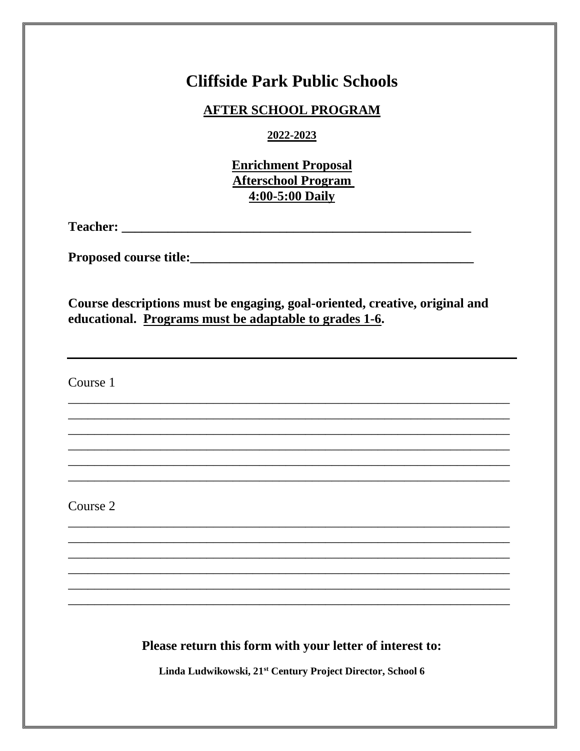# Cliffside Park Public Schools

**<u>AFTER SCHOOL PROGRAM</u>**

**<u>2022-2023</u>**

**<u>Enrichment Proposal</u>**
**<u>Afterschool Program</u>**
**<u>4:00-5:00 Daily</u>**

**Teacher: _______________________________________________________**

**Proposed course title:____________________________________________**

**Course descriptions must be engaging, goal-oriented, creative, original and educational. <u>Programs must be adaptable to grades 1-6</u>.**

---

Course 1

______________________________________________________________________
______________________________________________________________________
______________________________________________________________________
______________________________________________________________________
______________________________________________________________________
______________________________________________________________________

Course 2

______________________________________________________________________
______________________________________________________________________
______________________________________________________________________
______________________________________________________________________
______________________________________________________________________
______________________________________________________________________

**Please return this form with your letter of interest to:**

**Linda Ludwikowski, 21st Century Project Director, School 6**